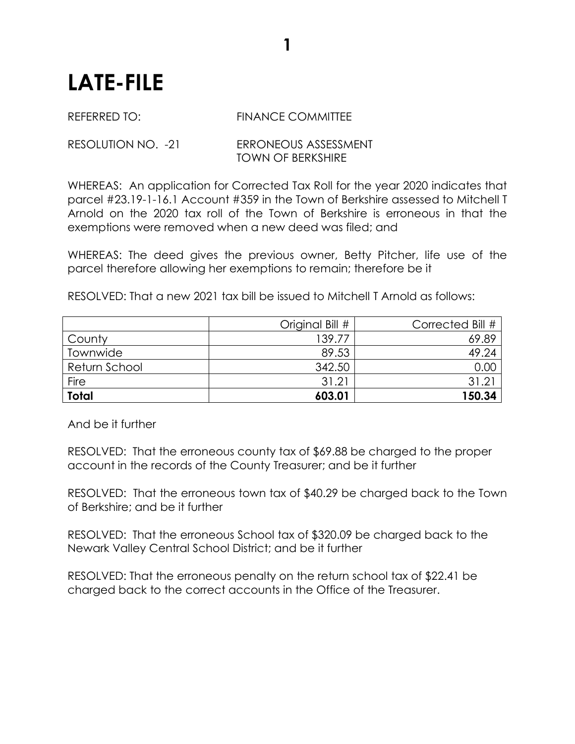# LATE-FILE

REFERRED TO: FINANCE COMMITTEE

RESOLUTION NO. -21 ERRONEOUS ASSESSMENT
TOWN OF BERKSHIRE

WHEREAS: An application for Corrected Tax Roll for the year 2020 indicates that parcel #23.19-1-16.1 Account #359 in the Town of Berkshire assessed to Mitchell T Arnold on the 2020 tax roll of the Town of Berkshire is erroneous in that the exemptions were removed when a new deed was filed; and

WHEREAS: The deed gives the previous owner, Betty Pitcher, life use of the parcel therefore allowing her exemptions to remain; therefore be it

RESOLVED: That a new 2021 tax bill be issued to Mitchell T Arnold as follows:

| | Original Bill # | Corrected Bill # |
|---|---:|---:|
| County | 139.77 | 69.89 |
| Townwide | 89.53 | 49.24 |
| Return School | 342.50 | 0.00 |
| Fire | 31.21 | 31.21 |
| **Total** | **603.01** | **150.34** |

And be it further

RESOLVED: That the erroneous county tax of $69.88 be charged to the proper account in the records of the County Treasurer; and be it further

RESOLVED: That the erroneous town tax of $40.29 be charged back to the Town of Berkshire; and be it further

RESOLVED: That the erroneous School tax of $320.09 be charged back to the Newark Valley Central School District; and be it further

RESOLVED: That the erroneous penalty on the return school tax of $22.41 be charged back to the correct accounts in the Office of the Treasurer.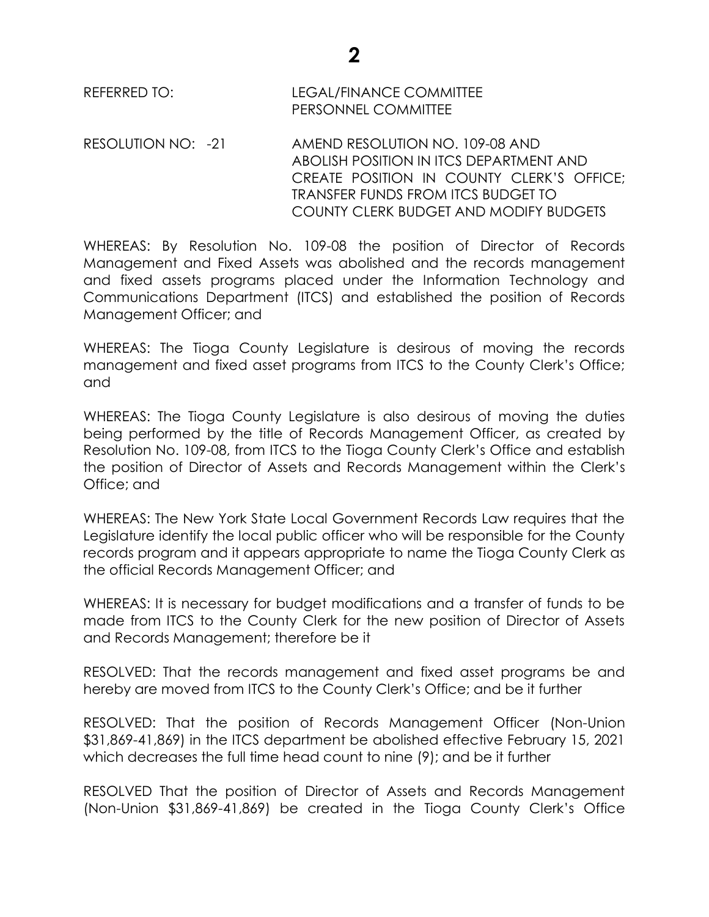REFERRED TO: LEGAL/FINANCE COMMITTEE
PERSONNEL COMMITTEE

RESOLUTION NO: -21 AMEND RESOLUTION NO. 109-08 AND ABOLISH POSITION IN ITCS DEPARTMENT AND CREATE POSITION IN COUNTY CLERK'S OFFICE; TRANSFER FUNDS FROM ITCS BUDGET TO COUNTY CLERK BUDGET AND MODIFY BUDGETS

WHEREAS: By Resolution No. 109-08 the position of Director of Records Management and Fixed Assets was abolished and the records management and fixed assets programs placed under the Information Technology and Communications Department (ITCS) and established the position of Records Management Officer; and

WHEREAS: The Tioga County Legislature is desirous of moving the records management and fixed asset programs from ITCS to the County Clerk's Office; and

WHEREAS: The Tioga County Legislature is also desirous of moving the duties being performed by the title of Records Management Officer, as created by Resolution No. 109-08, from ITCS to the Tioga County Clerk's Office and establish the position of Director of Assets and Records Management within the Clerk's Office; and

WHEREAS: The New York State Local Government Records Law requires that the Legislature identify the local public officer who will be responsible for the County records program and it appears appropriate to name the Tioga County Clerk as the official Records Management Officer; and

WHEREAS: It is necessary for budget modifications and a transfer of funds to be made from ITCS to the County Clerk for the new position of Director of Assets and Records Management; therefore be it

RESOLVED: That the records management and fixed asset programs be and hereby are moved from ITCS to the County Clerk's Office; and be it further

RESOLVED: That the position of Records Management Officer (Non-Union $31,869-41,869) in the ITCS department be abolished effective February 15, 2021 which decreases the full time head count to nine (9); and be it further

RESOLVED That the position of Director of Assets and Records Management (Non-Union $31,869-41,869) be created in the Tioga County Clerk's Office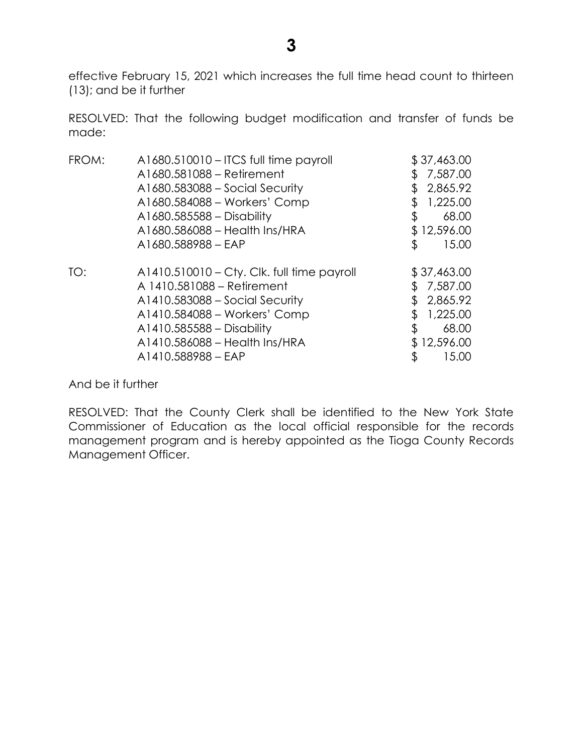effective February 15, 2021 which increases the full time head count to thirteen (13); and be it further

RESOLVED: That the following budget modification and transfer of funds be made:

| | | |
|---|---|---|
| FROM: | A1680.510010 – ITCS full time payroll | $ 37,463.00 |
| | A1680.581088 – Retirement | $ 7,587.00 |
| | A1680.583088 – Social Security | $ 2,865.92 |
| | A1680.584088 – Workers' Comp | $ 1,225.00 |
| | A1680.585588 – Disability | $ 68.00 |
| | A1680.586088 – Health Ins/HRA | $ 12,596.00 |
| | A1680.588988 – EAP | $ 15.00 |
| TO: | A1410.510010 – Cty. Clk. full time payroll | $ 37,463.00 |
| | A 1410.581088 – Retirement | $ 7,587.00 |
| | A1410.583088 – Social Security | $ 2,865.92 |
| | A1410.584088 – Workers' Comp | $ 1,225.00 |
| | A1410.585588 – Disability | $ 68.00 |
| | A1410.586088 – Health Ins/HRA | $ 12,596.00 |
| | A1410.588988 – EAP | $ 15.00 |

And be it further

RESOLVED: That the County Clerk shall be identified to the New York State Commissioner of Education as the local official responsible for the records management program and is hereby appointed as the Tioga County Records Management Officer.